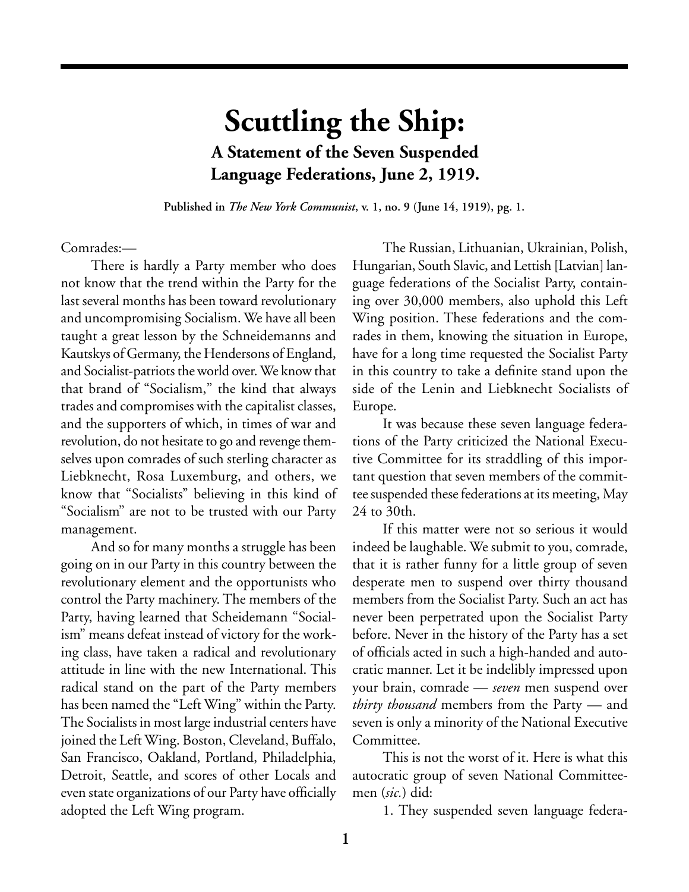# Scuttling the Ship:

## A Statement of the Seven Suspended Language Federations, June 2, 1919.

**Published in *The New York Communist*, v. 1, no. 9 (June 14, 1919), pg. 1.**

Comrades:—

There is hardly a Party member who does not know that the trend within the Party for the last several months has been toward revolutionary and uncompromising Socialism. We have all been taught a great lesson by the Schneidemanns and Kautskys of Germany, the Hendersons of England, and Socialist-patriots the world over. We know that that brand of "Socialism," the kind that always trades and compromises with the capitalist classes, and the supporters of which, in times of war and revolution, do not hesitate to go and revenge themselves upon comrades of such sterling character as Liebknecht, Rosa Luxemburg, and others, we know that "Socialists" believing in this kind of "Socialism" are not to be trusted with our Party management.

And so for many months a struggle has been going on in our Party in this country between the revolutionary element and the opportunists who control the Party machinery. The members of the Party, having learned that Scheidemann "Socialism" means defeat instead of victory for the working class, have taken a radical and revolutionary attitude in line with the new International. This radical stand on the part of the Party members has been named the "Left Wing" within the Party. The Socialists in most large industrial centers have joined the Left Wing. Boston, Cleveland, Buffalo, San Francisco, Oakland, Portland, Philadelphia, Detroit, Seattle, and scores of other Locals and even state organizations of our Party have officially adopted the Left Wing program.

The Russian, Lithuanian, Ukrainian, Polish, Hungarian, South Slavic, and Lettish [Latvian] language federations of the Socialist Party, containing over 30,000 members, also uphold this Left Wing position. These federations and the comrades in them, knowing the situation in Europe, have for a long time requested the Socialist Party in this country to take a definite stand upon the side of the Lenin and Liebknecht Socialists of Europe.

It was because these seven language federations of the Party criticized the National Executive Committee for its straddling of this important question that seven members of the committee suspended these federations at its meeting, May 24 to 30th.

If this matter were not so serious it would indeed be laughable. We submit to you, comrade, that it is rather funny for a little group of seven desperate men to suspend over thirty thousand members from the Socialist Party. Such an act has never been perpetrated upon the Socialist Party before. Never in the history of the Party has a set of officials acted in such a high-handed and autocratic manner. Let it be indelibly impressed upon your brain, comrade — *seven* men suspend over *thirty thousand* members from the Party — and seven is only a minority of the National Executive Committee.

This is not the worst of it. Here is what this autocratic group of seven National Committeemen (*sic.*) did:

1. They suspended seven language federa-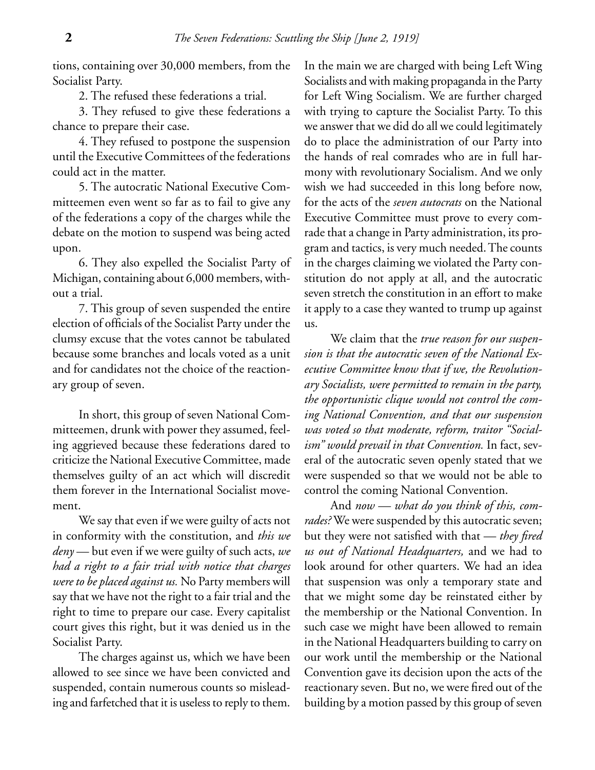tions, containing over 30,000 members, from the Socialist Party.

2. The refused these federations a trial.

3. They refused to give these federations a chance to prepare their case.

4. They refused to postpone the suspension until the Executive Committees of the federations could act in the matter.

5. The autocratic National Executive Committeemen even went so far as to fail to give any of the federations a copy of the charges while the debate on the motion to suspend was being acted upon.

6. They also expelled the Socialist Party of Michigan, containing about 6,000 members, without a trial.

7. This group of seven suspended the entire election of officials of the Socialist Party under the clumsy excuse that the votes cannot be tabulated because some branches and locals voted as a unit and for candidates not the choice of the reactionary group of seven.

In short, this group of seven National Committeemen, drunk with power they assumed, feeling aggrieved because these federations dared to criticize the National Executive Committee, made themselves guilty of an act which will discredit them forever in the International Socialist movement.

We say that even if we were guilty of acts not in conformity with the constitution, and *this we deny* — but even if we were guilty of such acts, *we had a right to a fair trial with notice that charges were to be placed against us.* No Party members will say that we have not the right to a fair trial and the right to time to prepare our case. Every capitalist court gives this right, but it was denied us in the Socialist Party.

The charges against us, which we have been allowed to see since we have been convicted and suspended, contain numerous counts so misleading and farfetched that it is useless to reply to them. In the main we are charged with being Left Wing Socialists and with making propaganda in the Party for Left Wing Socialism. We are further charged with trying to capture the Socialist Party. To this we answer that we did do all we could legitimately do to place the administration of our Party into the hands of real comrades who are in full harmony with revolutionary Socialism. And we only wish we had succeeded in this long before now, for the acts of the *seven autocrats* on the National Executive Committee must prove to every comrade that a change in Party administration, its program and tactics, is very much needed. The counts in the charges claiming we violated the Party constitution do not apply at all, and the autocratic seven stretch the constitution in an effort to make it apply to a case they wanted to trump up against us.

We claim that the *true reason for our suspension is that the autocratic seven of the National Executive Committee know that if we, the Revolutionary Socialists, were permitted to remain in the party, the opportunistic clique would not control the coming National Convention, and that our suspension was voted so that moderate, reform, traitor "Socialism" would prevail in that Convention.* In fact, several of the autocratic seven openly stated that we were suspended so that we would not be able to control the coming National Convention.

And *now — what do you think of this, comrades?* We were suspended by this autocratic seven; but they were not satisfied with that — *they fired us out of National Headquarters,* and we had to look around for other quarters. We had an idea that suspension was only a temporary state and that we might some day be reinstated either by the membership or the National Convention. In such case we might have been allowed to remain in the National Headquarters building to carry on our work until the membership or the National Convention gave its decision upon the acts of the reactionary seven. But no, we were fired out of the building by a motion passed by this group of seven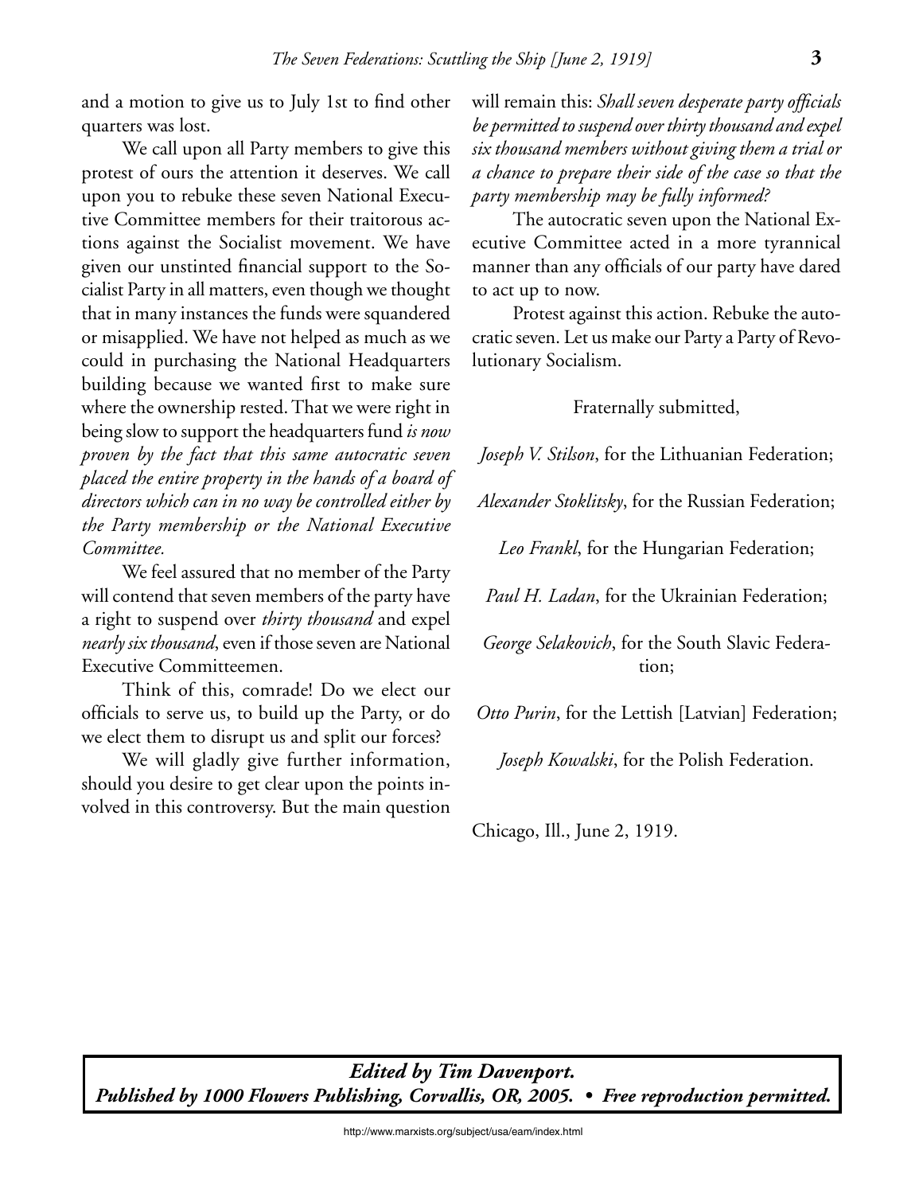and a motion to give us to July 1st to find other quarters was lost.

We call upon all Party members to give this protest of ours the attention it deserves. We call upon you to rebuke these seven National Executive Committee members for their traitorous actions against the Socialist movement. We have given our unstinted financial support to the Socialist Party in all matters, even though we thought that in many instances the funds were squandered or misapplied. We have not helped as much as we could in purchasing the National Headquarters building because we wanted first to make sure where the ownership rested. That we were right in being slow to support the headquarters fund *is now proven by the fact that this same autocratic seven placed the entire property in the hands of a board of directors which can in no way be controlled either by the Party membership or the National Executive Committee.*

We feel assured that no member of the Party will contend that seven members of the party have a right to suspend over *thirty thousand* and expel *nearly six thousand*, even if those seven are National Executive Committeemen.

Think of this, comrade! Do we elect our officials to serve us, to build up the Party, or do we elect them to disrupt us and split our forces?

We will gladly give further information, should you desire to get clear upon the points involved in this controversy. But the main question will remain this: *Shall seven desperate party officials be permitted to suspend over thirty thousand and expel six thousand members without giving them a trial or a chance to prepare their side of the case so that the party membership may be fully informed?*

The autocratic seven upon the National Executive Committee acted in a more tyrannical manner than any officials of our party have dared to act up to now.

Protest against this action. Rebuke the autocratic seven. Let us make our Party a Party of Revolutionary Socialism.

Fraternally submitted,

*Joseph V. Stilson*, for the Lithuanian Federation;

*Alexander Stoklitsky*, for the Russian Federation;

*Leo Frankl*, for the Hungarian Federation;

*Paul H. Ladan*, for the Ukrainian Federation;

*George Selakovich*, for the South Slavic Federation;

*Otto Purin*, for the Lettish [Latvian] Federation;

*Joseph Kowalski*, for the Polish Federation.

Chicago, Ill., June 2, 1919.

***Edited by Tim Davenport.***
***Published by 1000 Flowers Publishing, Corvallis, OR, 2005. • Free reproduction permitted.***

http://www.marxists.org/subject/usa/eam/index.html